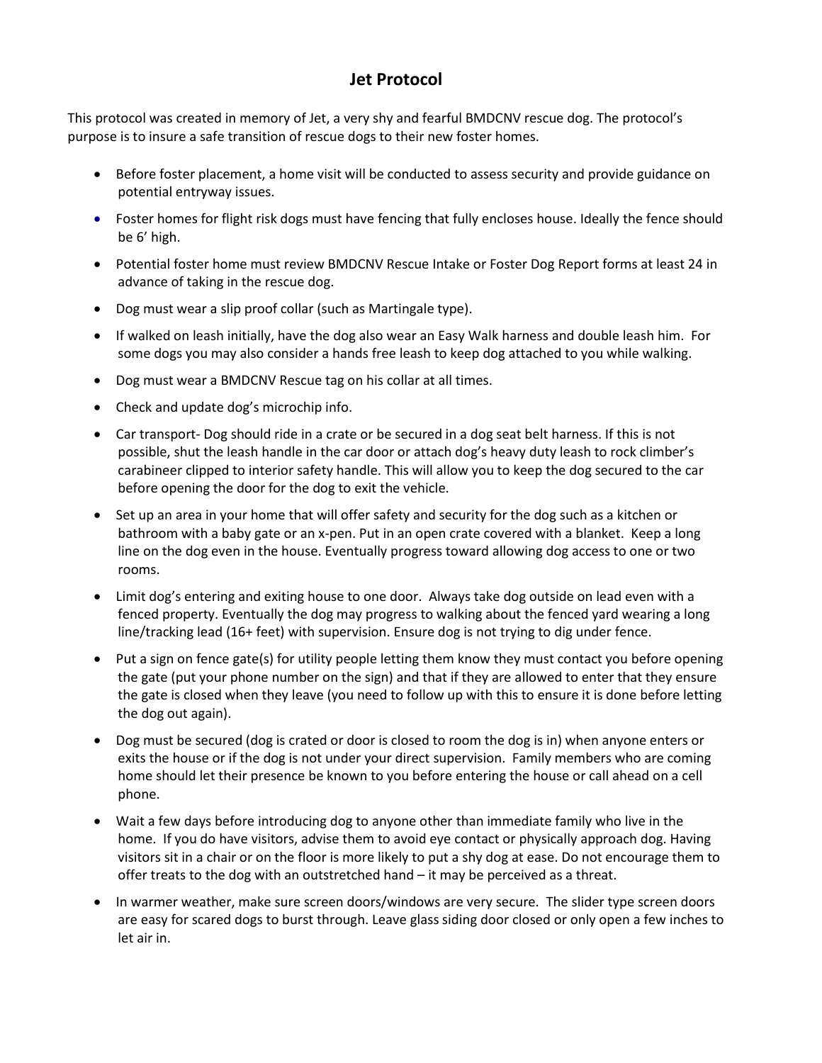# Jet Protocol

This protocol was created in memory of Jet, a very shy and fearful BMDCNV rescue dog. The protocol's purpose is to insure a safe transition of rescue dogs to their new foster homes.

- Before foster placement, a home visit will be conducted to assess security and provide guidance on potential entryway issues.
- Foster homes for flight risk dogs must have fencing that fully encloses house. Ideally the fence should be 6' high.
- Potential foster home must review BMDCNV Rescue Intake or Foster Dog Report forms at least 24 in advance of taking in the rescue dog.
- Dog must wear a slip proof collar (such as Martingale type).
- If walked on leash initially, have the dog also wear an Easy Walk harness and double leash him. For some dogs you may also consider a hands free leash to keep dog attached to you while walking.
- Dog must wear a BMDCNV Rescue tag on his collar at all times.
- Check and update dog's microchip info.
- Car transport- Dog should ride in a crate or be secured in a dog seat belt harness. If this is not possible, shut the leash handle in the car door or attach dog's heavy duty leash to rock climber's carabineer clipped to interior safety handle. This will allow you to keep the dog secured to the car before opening the door for the dog to exit the vehicle.
- Set up an area in your home that will offer safety and security for the dog such as a kitchen or bathroom with a baby gate or an x-pen. Put in an open crate covered with a blanket. Keep a long line on the dog even in the house. Eventually progress toward allowing dog access to one or two rooms.
- Limit dog's entering and exiting house to one door. Always take dog outside on lead even with a fenced property. Eventually the dog may progress to walking about the fenced yard wearing a long line/tracking lead (16+ feet) with supervision. Ensure dog is not trying to dig under fence.
- Put a sign on fence gate(s) for utility people letting them know they must contact you before opening the gate (put your phone number on the sign) and that if they are allowed to enter that they ensure the gate is closed when they leave (you need to follow up with this to ensure it is done before letting the dog out again).
- Dog must be secured (dog is crated or door is closed to room the dog is in) when anyone enters or exits the house or if the dog is not under your direct supervision. Family members who are coming home should let their presence be known to you before entering the house or call ahead on a cell phone.
- Wait a few days before introducing dog to anyone other than immediate family who live in the home. If you do have visitors, advise them to avoid eye contact or physically approach dog. Having visitors sit in a chair or on the floor is more likely to put a shy dog at ease. Do not encourage them to offer treats to the dog with an outstretched hand – it may be perceived as a threat.
- In warmer weather, make sure screen doors/windows are very secure. The slider type screen doors are easy for scared dogs to burst through. Leave glass siding door closed or only open a few inches to let air in.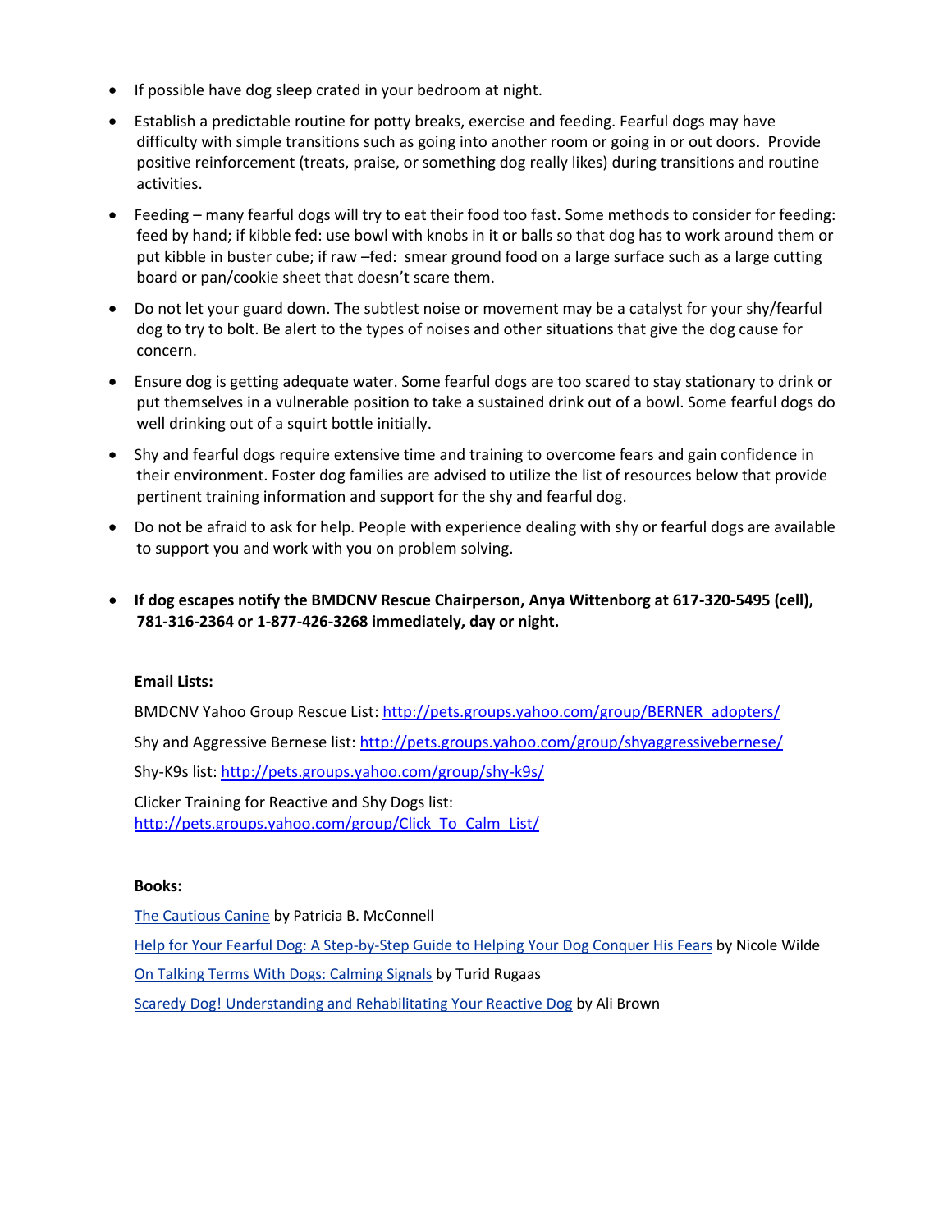- If possible have dog sleep crated in your bedroom at night.
- Establish a predictable routine for potty breaks, exercise and feeding. Fearful dogs may have difficulty with simple transitions such as going into another room or going in or out doors. Provide positive reinforcement (treats, praise, or something dog really likes) during transitions and routine activities.
- Feeding – many fearful dogs will try to eat their food too fast. Some methods to consider for feeding: feed by hand; if kibble fed: use bowl with knobs in it or balls so that dog has to work around them or put kibble in buster cube; if raw –fed: smear ground food on a large surface such as a large cutting board or pan/cookie sheet that doesn't scare them.
- Do not let your guard down. The subtlest noise or movement may be a catalyst for your shy/fearful dog to try to bolt. Be alert to the types of noises and other situations that give the dog cause for concern.
- Ensure dog is getting adequate water. Some fearful dogs are too scared to stay stationary to drink or put themselves in a vulnerable position to take a sustained drink out of a bowl. Some fearful dogs do well drinking out of a squirt bottle initially.
- Shy and fearful dogs require extensive time and training to overcome fears and gain confidence in their environment. Foster dog families are advised to utilize the list of resources below that provide pertinent training information and support for the shy and fearful dog.
- Do not be afraid to ask for help. People with experience dealing with shy or fearful dogs are available to support you and work with you on problem solving.
- **If dog escapes notify the BMDCNV Rescue Chairperson, Anya Wittenborg at 617-320-5495 (cell), 781-316-2364 or 1-877-426-3268 immediately, day or night.**

**Email Lists:**

BMDCNV Yahoo Group Rescue List: [http://pets.groups.yahoo.com/group/BERNER_adopters/](http://pets.groups.yahoo.com/group/BERNER_adopters/)

Shy and Aggressive Bernese list: [http://pets.groups.yahoo.com/group/shyaggressivebernese/](http://pets.groups.yahoo.com/group/shyaggressivebernese/)

Shy-K9s list: [http://pets.groups.yahoo.com/group/shy-k9s/](http://pets.groups.yahoo.com/group/shy-k9s/)

Clicker Training for Reactive and Shy Dogs list:
[http://pets.groups.yahoo.com/group/Click_To_Calm_List/](http://pets.groups.yahoo.com/group/Click_To_Calm_List/)

**Books:**

The Cautious Canine by Patricia B. McConnell

Help for Your Fearful Dog: A Step-by-Step Guide to Helping Your Dog Conquer His Fears by Nicole Wilde

On Talking Terms With Dogs: Calming Signals by Turid Rugaas

Scaredy Dog! Understanding and Rehabilitating Your Reactive Dog by Ali Brown